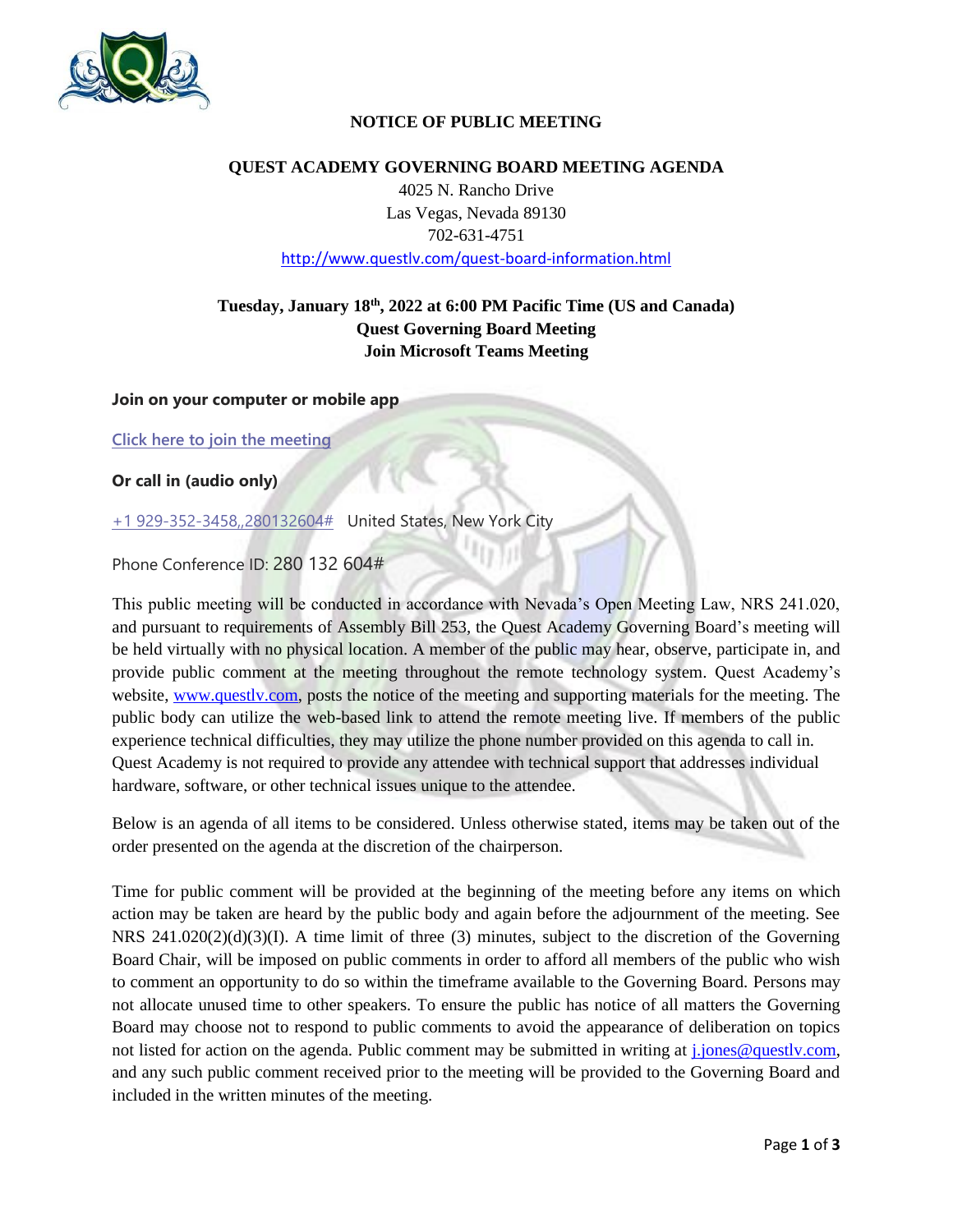# NOTICE OF PUBLIC MEETING

## QUEST ACADEMY GOVERNING BOARD MEETING AGENDA

4025 N. Rancho Drive
Las Vegas, Nevada 89130
702-631-4751
http://www.questlv.com/quest-board-information.html

**Tuesday, January 18th, 2022 at 6:00 PM Pacific Time (US and Canada)**
**Quest Governing Board Meeting**
**Join Microsoft Teams Meeting**

**Join on your computer or mobile app**

Click here to join the meeting

**Or call in (audio only)**

+1 929-352-3458,,280132604# United States, New York City

Phone Conference ID: 280 132 604#

This public meeting will be conducted in accordance with Nevada's Open Meeting Law, NRS 241.020, and pursuant to requirements of Assembly Bill 253, the Quest Academy Governing Board's meeting will be held virtually with no physical location. A member of the public may hear, observe, participate in, and provide public comment at the meeting throughout the remote technology system. Quest Academy's website, www.questlv.com, posts the notice of the meeting and supporting materials for the meeting. The public body can utilize the web-based link to attend the remote meeting live. If members of the public experience technical difficulties, they may utilize the phone number provided on this agenda to call in. Quest Academy is not required to provide any attendee with technical support that addresses individual hardware, software, or other technical issues unique to the attendee.

Below is an agenda of all items to be considered. Unless otherwise stated, items may be taken out of the order presented on the agenda at the discretion of the chairperson.

Time for public comment will be provided at the beginning of the meeting before any items on which action may be taken are heard by the public body and again before the adjournment of the meeting. See NRS 241.020(2)(d)(3)(I). A time limit of three (3) minutes, subject to the discretion of the Governing Board Chair, will be imposed on public comments in order to afford all members of the public who wish to comment an opportunity to do so within the timeframe available to the Governing Board. Persons may not allocate unused time to other speakers. To ensure the public has notice of all matters the Governing Board may choose not to respond to public comments to avoid the appearance of deliberation on topics not listed for action on the agenda. Public comment may be submitted in writing at j.jones@questlv.com, and any such public comment received prior to the meeting will be provided to the Governing Board and included in the written minutes of the meeting.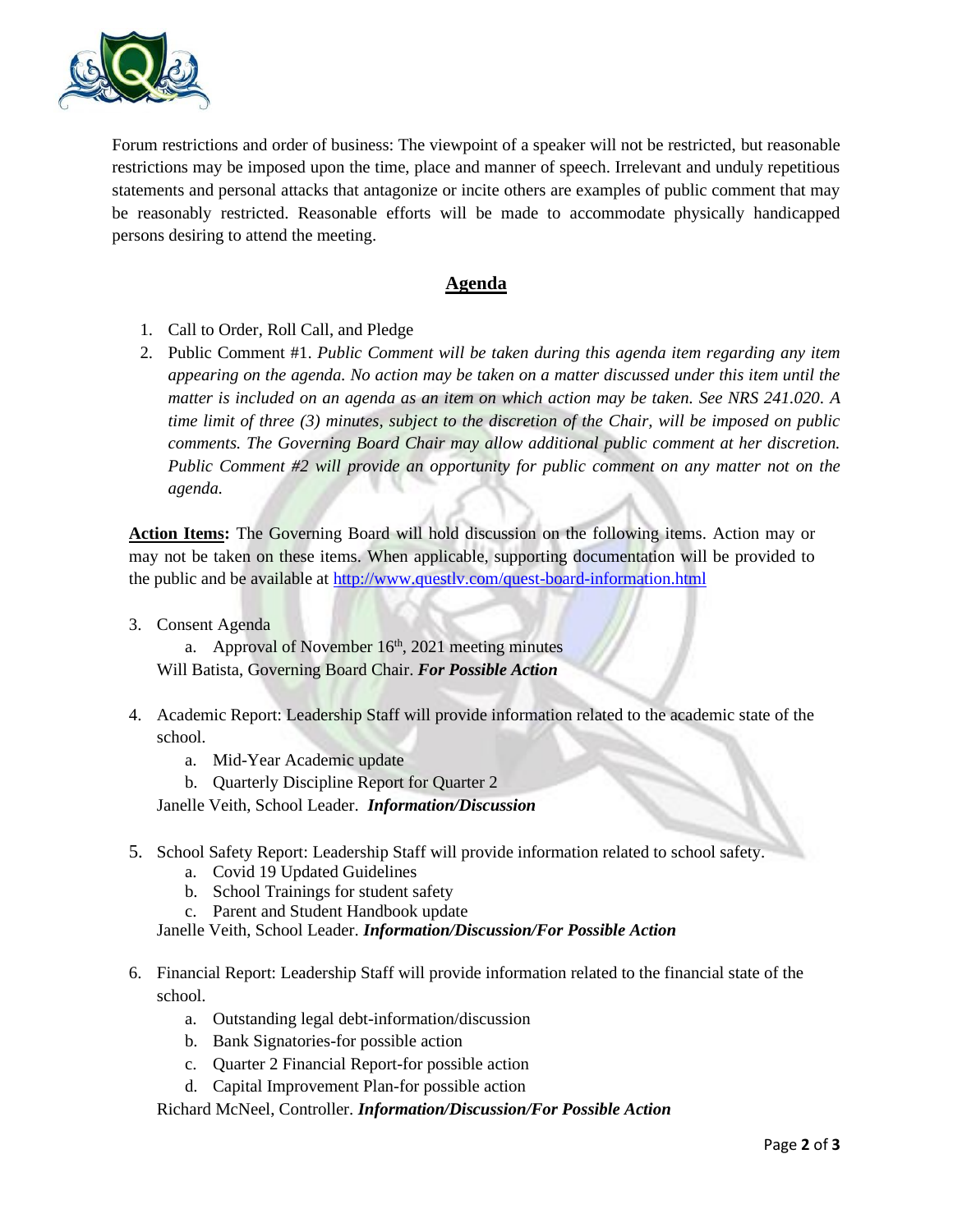Forum restrictions and order of business: The viewpoint of a speaker will not be restricted, but reasonable restrictions may be imposed upon the time, place and manner of speech. Irrelevant and unduly repetitious statements and personal attacks that antagonize or incite others are examples of public comment that may be reasonably restricted. Reasonable efforts will be made to accommodate physically handicapped persons desiring to attend the meeting.

## Agenda

1. Call to Order, Roll Call, and Pledge
2. Public Comment #1. *Public Comment will be taken during this agenda item regarding any item appearing on the agenda. No action may be taken on a matter discussed under this item until the matter is included on an agenda as an item on which action may be taken. See NRS 241.020. A time limit of three (3) minutes, subject to the discretion of the Chair, will be imposed on public comments. The Governing Board Chair may allow additional public comment at her discretion. Public Comment #2 will provide an opportunity for public comment on any matter not on the agenda.*

**Action Items:** The Governing Board will hold discussion on the following items. Action may or may not be taken on these items. When applicable, supporting documentation will be provided to the public and be available at http://www.questlv.com/quest-board-information.html

3. Consent Agenda
   a. Approval of November 16th, 2021 meeting minutes

   Will Batista, Governing Board Chair. ***For Possible Action***

4. Academic Report: Leadership Staff will provide information related to the academic state of the school.
   a. Mid-Year Academic update
   b. Quarterly Discipline Report for Quarter 2

   Janelle Veith, School Leader. ***Information/Discussion***

5. School Safety Report: Leadership Staff will provide information related to school safety.
   a. Covid 19 Updated Guidelines
   b. School Trainings for student safety
   c. Parent and Student Handbook update

   Janelle Veith, School Leader. ***Information/Discussion/For Possible Action***

6. Financial Report: Leadership Staff will provide information related to the financial state of the school.
   a. Outstanding legal debt-information/discussion
   b. Bank Signatories-for possible action
   c. Quarter 2 Financial Report-for possible action
   d. Capital Improvement Plan-for possible action

   Richard McNeel, Controller. ***Information/Discussion/For Possible Action***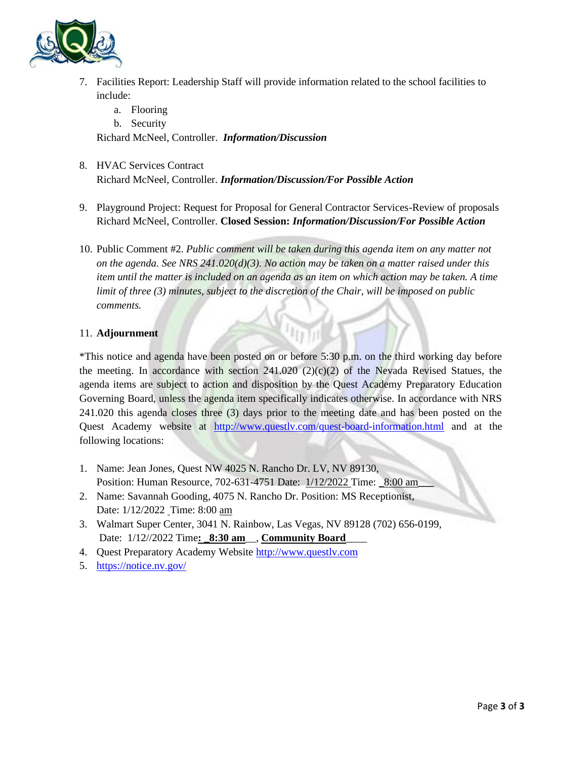7. Facilities Report: Leadership Staff will provide information related to the school facilities to include:
   a. Flooring
   b. Security

   Richard McNeel, Controller. ***Information/Discussion***

8. HVAC Services Contract
   Richard McNeel, Controller. ***Information/Discussion/For Possible Action***

9. Playground Project: Request for Proposal for General Contractor Services-Review of proposals
   Richard McNeel, Controller. **Closed Session:** ***Information/Discussion/For Possible Action***

10. Public Comment #2. *Public comment will be taken during this agenda item on any matter not on the agenda. See NRS 241.020(d)(3). No action may be taken on a matter raised under this item until the matter is included on an agenda as an item on which action may be taken. A time limit of three (3) minutes, subject to the discretion of the Chair, will be imposed on public comments.*

11. **Adjournment**

*This notice and agenda have been posted on or before 5:30 p.m. on the third working day before the meeting. In accordance with section 241.020 (2)(c)(2) of the Nevada Revised Statues, the agenda items are subject to action and disposition by the Quest Academy Preparatory Education Governing Board, unless the agenda item specifically indicates otherwise. In accordance with NRS 241.020 this agenda closes three (3) days prior to the meeting date and has been posted on the Quest Academy website at http://www.questlv.com/quest-board-information.html and at the following locations:

1. Name: Jean Jones, Quest NW 4025 N. Rancho Dr. LV, NV 89130,
   Position: Human Resource, 702-631-4751 Date: 1/12/2022 Time: _8:00 am___
2. Name: Savannah Gooding, 4075 N. Rancho Dr. Position: MS Receptionist,
   Date: 1/12/2022 Time: 8:00 am
3. Walmart Super Center, 3041 N. Rainbow, Las Vegas, NV 89128 (702) 656-0199,
   Date: 1/12//2022 Time**: _8:30 am**__, **Community Board**____
4. Quest Preparatory Academy Website http://www.questlv.com
5. https://notice.nv.gov/